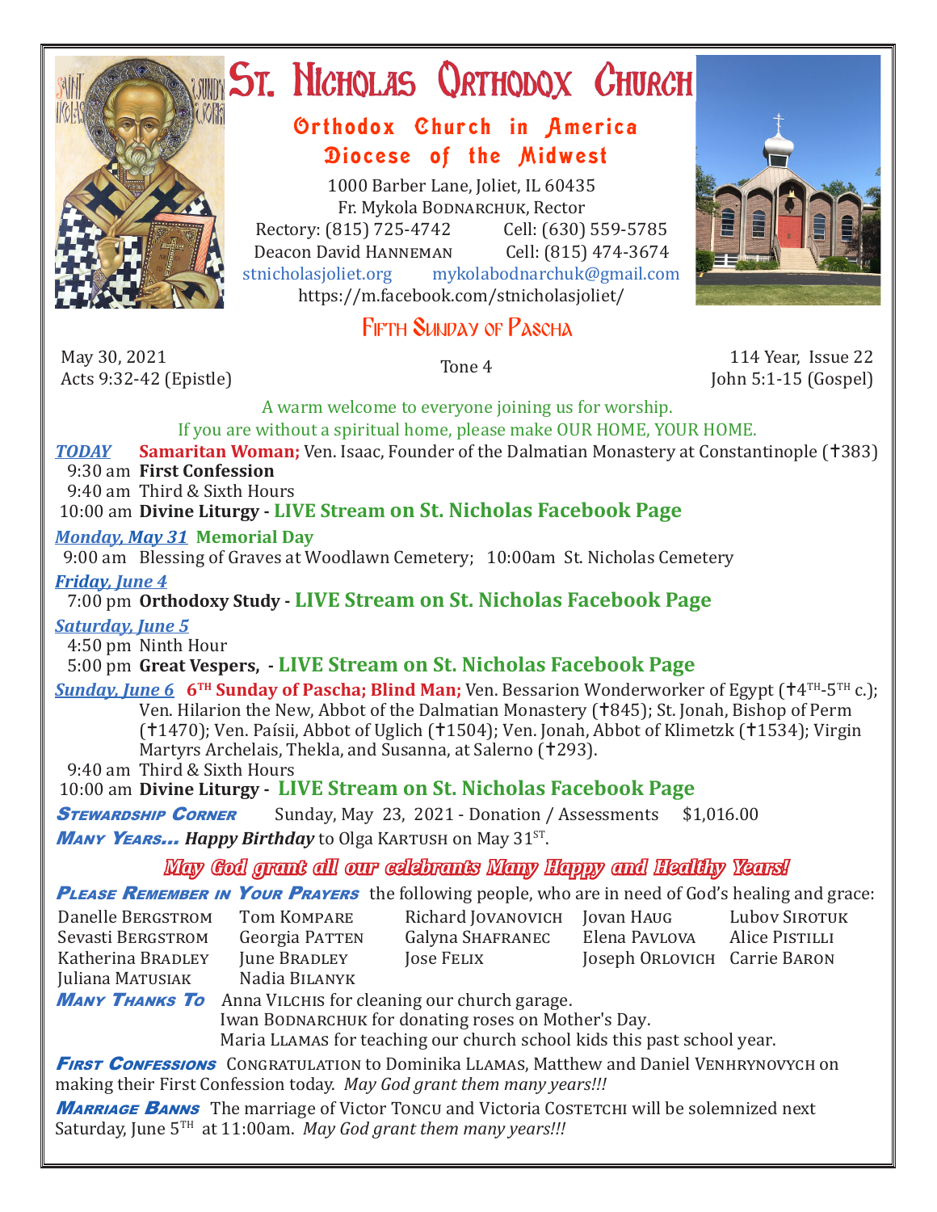# St. Nicholas Orthodox Church

## Orthodox Church in America
## Diocese of the Midwest

1000 Barber Lane, Joliet, IL 60435
Fr. Mykola Bodnarchuk, Rector
Rectory: (815) 725-4742 Cell: (630) 559-5785
Deacon David Hanneman Cell: (815) 474-3674
stnicholasjoliet.org mykolabodnarchuk@gmail.com
https://m.facebook.com/stnicholasjoliet/

## Fifth Sunday of Pascha

May 30, 2021
Acts 9:32-42 (Epistle)

Tone 4

114 Year, Issue 22
John 5:1-15 (Gospel)

A warm welcome to everyone joining us for worship.
If you are without a spiritual home, please make OUR HOME, YOUR HOME.

***TODAY*** **Samaritan Woman;** Ven. Isaac, Founder of the Dalmatian Monastery at Constantinople (†383)
9:30 am **First Confession**
9:40 am Third & Sixth Hours
10:00 am **Divine Liturgy - LIVE Stream on St. Nicholas Facebook Page**

***Monday, May 31*** **Memorial Day**
9:00 am Blessing of Graves at Woodlawn Cemetery; 10:00am St. Nicholas Cemetery

***Friday, June 4***
7:00 pm **Orthodoxy Study - LIVE Stream on St. Nicholas Facebook Page**

***Saturday, June 5***
4:50 pm Ninth Hour
5:00 pm **Great Vespers, - LIVE Stream on St. Nicholas Facebook Page**

***Sunday, June 6*** **6TH Sunday of Pascha; Blind Man;** Ven. Bessarion Wonderworker of Egypt (†4TH-5TH c.); Ven. Hilarion the New, Abbot of the Dalmatian Monastery (†845); St. Jonah, Bishop of Perm (†1470); Ven. Paísii, Abbot of Uglich (†1504); Ven. Jonah, Abbot of Klimetzk (†1534); Virgin Martyrs Archelais, Thekla, and Susanna, at Salerno (†293).
9:40 am Third & Sixth Hours
10:00 am **Divine Liturgy - LIVE Stream on St. Nicholas Facebook Page**

***Stewardship Corner*** Sunday, May 23, 2021 - Donation / Assessments $1,016.00

***Many Years...*** ***Happy Birthday*** to Olga Kartush on May 31ST.

*May God grant all our celebrants Many Happy and Healthy Years!*

***Please Remember in Your Prayers*** the following people, who are in need of God's healing and grace:

Danelle Bergstrom, Sevasti Bergstrom, Katherina Bradley, Juliana Matusiak, Tom Kompare, Georgia Patten, June Bradley, Nadia Bilanyk, Richard Jovanovich, Galyna Shafranec, Jose Felix, Jovan Haug, Elena Pavlova, Joseph Orlovich, Lubov Sirotuk, Alice Pistilli, Carrie Baron

***Many Thanks To*** Anna Vilchis for cleaning our church garage.
Iwan Bodnarchuk for donating roses on Mother's Day.
Maria Llamas for teaching our church school kids this past school year.

***First Confessions*** Congratulation to Dominika Llamas, Matthew and Daniel Venhrynovych on making their First Confession today. *May God grant them many years!!!*

***Marriage Banns*** The marriage of Victor Toncu and Victoria Costetchi will be solemnized next Saturday, June 5TH at 11:00am. *May God grant them many years!!!*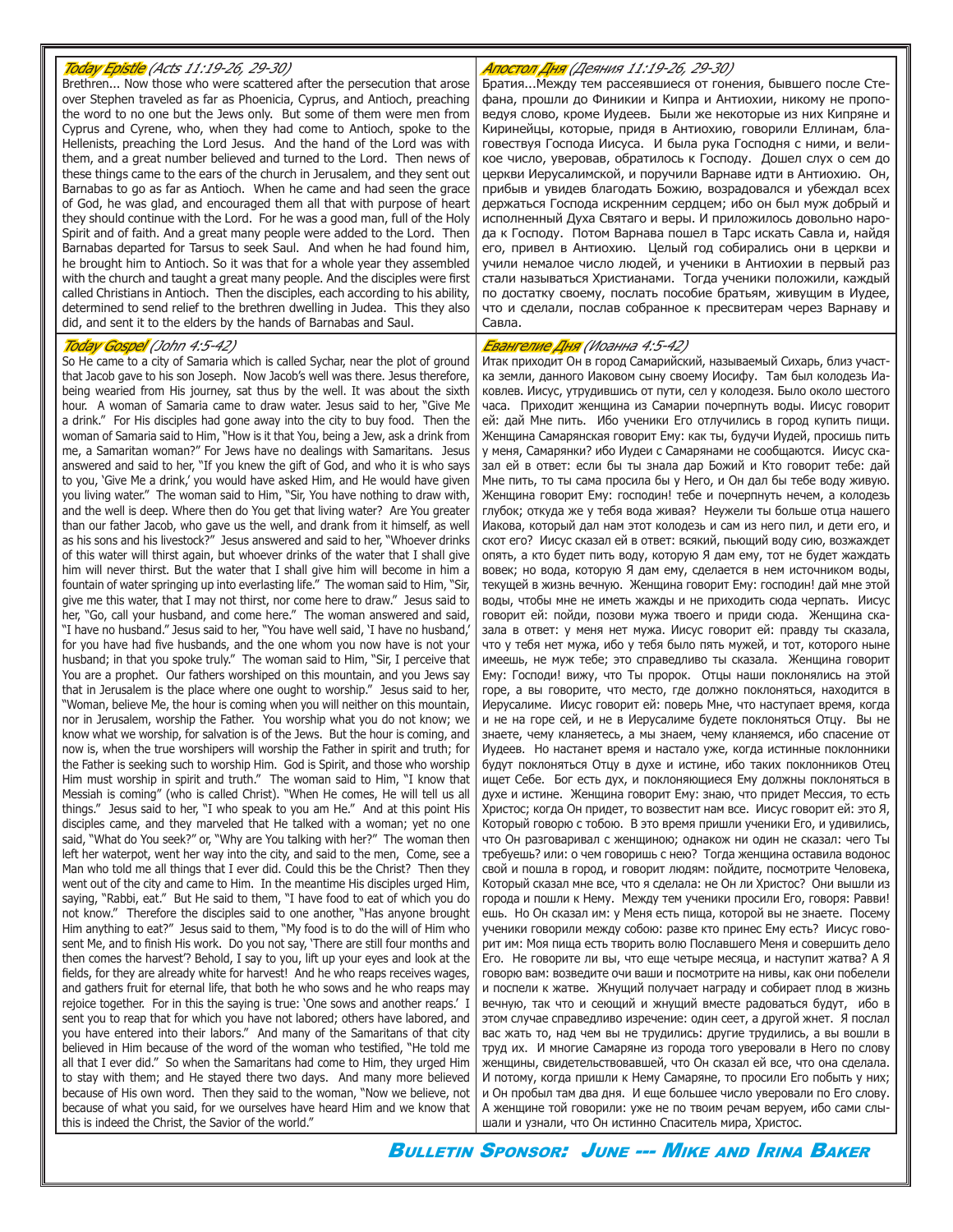## *Today Epistle* (Acts 11:19-26, 29-30)

Brethren... Now those who were scattered after the persecution that arose over Stephen traveled as far as Phoenicia, Cyprus, and Antioch, preaching the word to no one but the Jews only. But some of them were men from Cyprus and Cyrene, who, when they had come to Antioch, spoke to the Hellenists, preaching the Lord Jesus. And the hand of the Lord was with them, and a great number believed and turned to the Lord. Then news of these things came to the ears of the church in Jerusalem, and they sent out Barnabas to go as far as Antioch. When he came and had seen the grace of God, he was glad, and encouraged them all that with purpose of heart they should continue with the Lord. For he was a good man, full of the Holy Spirit and of faith. And a great many people were added to the Lord. Then Barnabas departed for Tarsus to seek Saul. And when he had found him, he brought him to Antioch. So it was that for a whole year they assembled with the church and taught a great many people. And the disciples were first called Christians in Antioch. Then the disciples, each according to his ability, determined to send relief to the brethren dwelling in Judea. This they also did, and sent it to the elders by the hands of Barnabas and Saul.

## *Апостол Дня* (Деяния 11:19-26, 29-30)

Братия...Между тем рассеявшиеся от гонения, бывшего после Стефана, прошли до Финикии и Кипра и Антиохии, никому не проповедуя слово, кроме Иудеев. Были же некоторые из них Киприяне и Киринейцы, которые, придя в Антиохию, говорили Еллинам, благовествуя Господа Иисуса. И была рука Господня с ними, и великое число, уверовав, обратилось к Господу. Дошел слух о сем до церкви Иерусалимской, и поручили Варнаве идти в Антиохию. Он, прибыв и увидев благодать Божию, возрадовался и убеждал всех держаться Господа искренним сердцем; ибо он был муж добрый и исполненный Духа Святаго и веры. И приложилось довольно народа к Господу. Потом Варнава пошел в Тарс искать Савла и, найдя его, привел в Антиохию. Целый год собирались они в церкви и учили немалое число людей, и ученики в Антиохии в первый раз стали называться Христианами. Тогда ученики положили, каждый по достатку своему, послать пособие братьям, живущим в Иудее, что и сделали, послав собранное к пресвитерам через Варнаву и Савла.

## *Today Gospel* (John 4:5-42)

So He came to a city of Samaria which is called Sychar, near the plot of ground that Jacob gave to his son Joseph. Now Jacob's well was there. Jesus therefore, being wearied from His journey, sat thus by the well. It was about the sixth hour. A woman of Samaria came to draw water. Jesus said to her, "Give Me a drink." For His disciples had gone away into the city to buy food. Then the woman of Samaria said to Him, "How is it that You, being a Jew, ask a drink from me, a Samaritan woman?" For Jews have no dealings with Samaritans. Jesus answered and said to her, "If you knew the gift of God, and who it is who says to you, 'Give Me a drink,' you would have asked Him, and He would have given you living water." The woman said to Him, "Sir, You have nothing to draw with, and the well is deep. Where then do You get that living water? Are You greater than our father Jacob, who gave us the well, and drank from it himself, as well as his sons and his livestock?" Jesus answered and said to her, "Whoever drinks of this water will thirst again, but whoever drinks of the water that I shall give him will never thirst. But the water that I shall give him will become in him a fountain of water springing up into everlasting life." The woman said to Him, "Sir, give me this water, that I may not thirst, nor come here to draw." Jesus said to her, "Go, call your husband, and come here." The woman answered and said, "I have no husband." Jesus said to her, "You have well said, 'I have no husband,' for you have had five husbands, and the one whom you now have is not your husband; in that you spoke truly." The woman said to Him, "Sir, I perceive that You are a prophet. Our fathers worshiped on this mountain, and you Jews say that in Jerusalem is the place where one ought to worship." Jesus said to her, "Woman, believe Me, the hour is coming when you will neither on this mountain, nor in Jerusalem, worship the Father. You worship what you do not know; we know what we worship, for salvation is of the Jews. But the hour is coming, and now is, when the true worshipers will worship the Father in spirit and truth; for the Father is seeking such to worship Him. God is Spirit, and those who worship Him must worship in spirit and truth." The woman said to Him, "I know that Messiah is coming" (who is called Christ). "When He comes, He will tell us all things." Jesus said to her, "I who speak to you am He." And at this point His disciples came, and they marveled that He talked with a woman; yet no one said, "What do You seek?" or, "Why are You talking with her?" The woman then left her waterpot, went her way into the city, and said to the men, Come, see a Man who told me all things that I ever did. Could this be the Christ? Then they went out of the city and came to Him. In the meantime His disciples urged Him, saying, "Rabbi, eat." But He said to them, "I have food to eat of which you do not know." Therefore the disciples said to one another, "Has anyone brought Him anything to eat?" Jesus said to them, "My food is to do the will of Him who sent Me, and to finish His work. Do you not say, 'There are still four months and then comes the harvest'? Behold, I say to you, lift up your eyes and look at the fields, for they are already white for harvest! And he who reaps receives wages, and gathers fruit for eternal life, that both he who sows and he who reaps may rejoice together. For in this the saying is true: 'One sows and another reaps.' I sent you to reap that for which you have not labored; others have labored, and you have entered into their labors." And many of the Samaritans of that city believed in Him because of the word of the woman who testified, "He told me all that I ever did." So when the Samaritans had come to Him, they urged Him to stay with them; and He stayed there two days. And many more believed because of His own word. Then they said to the woman, "Now we believe, not because of what you said, for we ourselves have heard Him and we know that this is indeed the Christ, the Savior of the world."

## *Евангелие Дня* (Иоанна 4:5-42)

Итак приходит Он в город Самарийский, называемый Сихарь, близ участка земли, данного Иаковом сыну своему Иосифу. Там был колодезь Иаковлев. Иисус, утрудившись от пути, сел у колодезя. Было около шестого часа. Приходит женщина из Самарии почерпнуть воды. Иисус говорит ей: дай Мне пить. Ибо ученики Его отлучились в город купить пищи. Женщина Самарянская говорит Ему: как ты, будучи Иудей, просишь пить у меня, Самарянки? ибо Иудеи с Самарянами не сообщаются. Иисус сказал ей в ответ: если бы ты знала дар Божий и Кто говорит тебе: дай Мне пить, то ты сама просила бы у Него, и Он дал бы тебе воду живую. Женщина говорит Ему: господин! тебе и почерпнуть нечем, а колодезь глубок; откуда же у тебя вода живая? Неужели ты больше отца нашего Иакова, который дал нам этот колодезь и сам из него пил, и дети его, и скот его? Иисус сказал ей в ответ: всякий, пьющий воду сию, возжаждет опять, а кто будет пить воду, которую Я дам ему, тот не будет жаждать вовек; но вода, которую Я дам ему, сделается в нем источником воды, текущей в жизнь вечную. Женщина говорит Ему: господин! дай мне этой воды, чтобы мне не иметь жажды и не приходить сюда черпать. Иисус говорит ей: пойди, позови мужа твоего и приди сюда. Женщина сказала в ответ: у меня нет мужа. Иисус говорит ей: правду ты сказала, что у тебя нет мужа, ибо у тебя было пять мужей, и тот, которого ныне имеешь, не муж тебе; это справедливо ты сказала. Женщина говорит Ему: Господи! вижу, что Ты пророк. Отцы наши поклонялись на этой горе, а вы говорите, что место, где должно поклоняться, находится в Иерусалиме. Иисус говорит ей: поверь Мне, что наступает время, когда и не на горе сей, и не в Иерусалиме будете поклоняться Отцу. Вы не знаете, чему кланяетесь, а мы знаем, чему кланяемся, ибо спасение от Иудеев. Но настанет время и настало уже, когда истинные поклонники будут поклоняться Отцу в духе и истине, ибо таких поклонников Отец ищет Себе. Бог есть дух, и поклоняющиеся Ему должны поклоняться в духе и истине. Женщина говорит Ему: знаю, что придет Мессия, то есть Христос; когда Он придет, то возвестит нам все. Иисус говорит ей: это Я, Который говорю с тобою. В это время пришли ученики Его, и удивились, что Он разговаривал с женщиною; однакож ни один не сказал: чего Ты требуешь? или: о чем говоришь с нею? Тогда женщина оставила водонос свой и пошла в город, и говорит людям: пойдите, посмотрите Человека, Который сказал мне все, что я сделала: не Он ли Христос? Они вышли из города и пошли к Нему. Между тем ученики просили Его, говоря: Равви! ешь. Но Он сказал им: у Меня есть пища, которой вы не знаете. Посему ученики говорили между собою: разве кто принес Ему есть? Иисус говорит им: Моя пища есть творить волю Пославшего Меня и совершить дело Его. Не говорите ли вы, что еще четыре месяца, и наступит жатва? А Я говорю вам: возведите очи ваши и посмотрите на нивы, как они побелели и поспели к жатве. Жнущий получает награду и собирает плод в жизнь вечную, так что и сеющий и жнущий вместе радоваться будут, ибо в этом случае справедливо изречение: один сеет, а другой жнет. Я послал вас жать то, над чем вы не трудились: другие трудились, а вы вошли в труд их. И многие Самаряне из города того уверовали в Него по слову женщины, свидетельствовавшей, что Он сказал ей все, что она сделала. И потому, когда пришли к Нему Самаряне, то просили Его побыть у них; и Он пробыл там два дня. И еще большее число уверовали по Его слову. А женщине той говорили: уже не по твоим речам веруем, ибо сами слышали и узнали, что Он истинно Спаситель мира, Христос.

**Bulletin Sponsor: June --- Mike and Irina Baker**